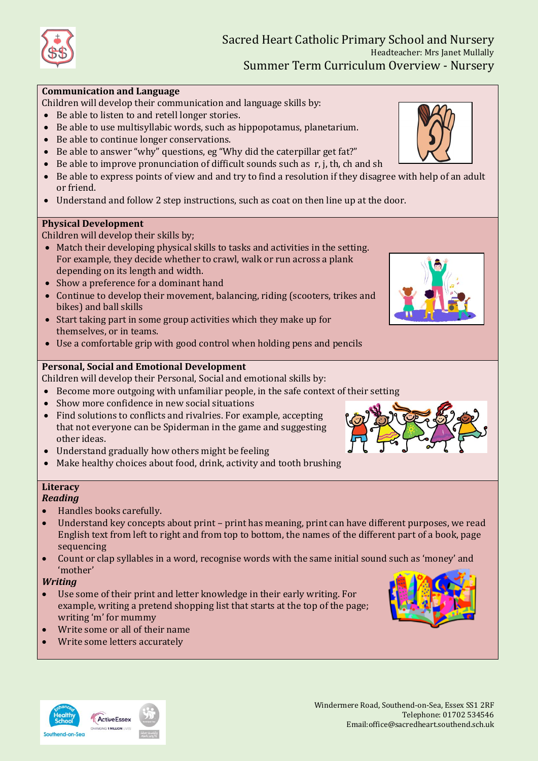# Sacred Heart Catholic Primary School and Nursery

Headteacher: Mrs Janet Mullally

## Summer Term Curriculum Overview - Nursery

### Communication and Language

Children will develop their communication and language skills by:

- Be able to listen to and retell longer stories.
- Be able to use multisyllabic words, such as hippopotamus, planetarium.
- Be able to continue longer conservations.
- Be able to answer "why" questions, eg "Why did the caterpillar get fat?"
- Be able to improve pronunciation of difficult sounds such as r, j, th, ch and sh
- Be able to express points of view and and try to find a resolution if they disagree with help of an adult or friend.
- Understand and follow 2 step instructions, such as coat on then line up at the door.

### Physical Development

Children will develop their skills by;

- Match their developing physical skills to tasks and activities in the setting. For example, they decide whether to crawl, walk or run across a plank depending on its length and width.
- Show a preference for a dominant hand
- Continue to develop their movement, balancing, riding (scooters, trikes and bikes) and ball skills
- Start taking part in some group activities which they make up for themselves, or in teams.
- Use a comfortable grip with good control when holding pens and pencils

### Personal, Social and Emotional Development

Children will develop their Personal, Social and emotional skills by:

- Become more outgoing with unfamiliar people, in the safe context of their setting
- Show more confidence in new social situations
- Find solutions to conflicts and rivalries. For example, accepting that not everyone can be Spiderman in the game and suggesting other ideas.
- Understand gradually how others might be feeling
- Make healthy choices about food, drink, activity and tooth brushing

### Literacy

***Reading***

- Handles books carefully.
- Understand key concepts about print – print has meaning, print can have different purposes, we read English text from left to right and from top to bottom, the names of the different part of a book, page sequencing
- Count or clap syllables in a word, recognise words with the same initial sound such as 'money' and 'mother'

***Writing***

- Use some of their print and letter knowledge in their early writing. For example, writing a pretend shopping list that starts at the top of the page; writing 'm' for mummy
- Write some or all of their name
- Write some letters accurately

Windermere Road, Southend-on-Sea, Essex SS1 2RF
Telephone: 01702 534546
Email: office@sacredheart.southend.sch.uk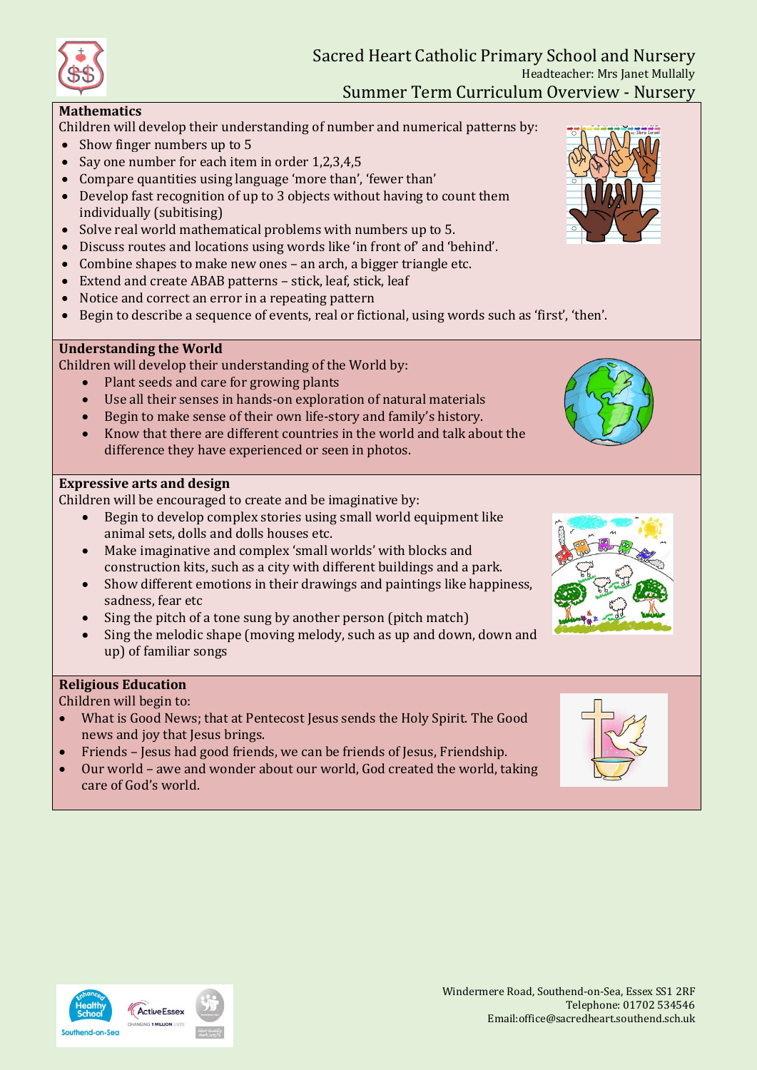Sacred Heart Catholic Primary School and Nursery

Headteacher: Mrs Janet Mullally

# Summer Term Curriculum Overview - Nursery

## Mathematics

Children will develop their understanding of number and numerical patterns by:

- Show finger numbers up to 5
- Say one number for each item in order 1,2,3,4,5
- Compare quantities using language 'more than', 'fewer than'
- Develop fast recognition of up to 3 objects without having to count them individually (subitising)
- Solve real world mathematical problems with numbers up to 5.
- Discuss routes and locations using words like 'in front of' and 'behind'.
- Combine shapes to make new ones – an arch, a bigger triangle etc.
- Extend and create ABAB patterns – stick, leaf, stick, leaf
- Notice and correct an error in a repeating pattern
- Begin to describe a sequence of events, real or fictional, using words such as 'first', 'then'.

## Understanding the World

Children will develop their understanding of the World by:

- Plant seeds and care for growing plants
- Use all their senses in hands-on exploration of natural materials
- Begin to make sense of their own life-story and family's history.
- Know that there are different countries in the world and talk about the difference they have experienced or seen in photos.

## Expressive arts and design

Children will be encouraged to create and be imaginative by:

- Begin to develop complex stories using small world equipment like animal sets, dolls and dolls houses etc.
- Make imaginative and complex 'small worlds' with blocks and construction kits, such as a city with different buildings and a park.
- Show different emotions in their drawings and paintings like happiness, sadness, fear etc
- Sing the pitch of a tone sung by another person (pitch match)
- Sing the melodic shape (moving melody, such as up and down, down and up) of familiar songs

## Religious Education

Children will begin to:

- What is Good News; that at Pentecost Jesus sends the Holy Spirit. The Good news and joy that Jesus brings.
- Friends – Jesus had good friends, we can be friends of Jesus, Friendship.
- Our world – awe and wonder about our world, God created the world, taking care of God's world.

Windermere Road, Southend-on-Sea, Essex SS1 2RF
Telephone: 01702 534546
Email:office@sacredheart.southend.sch.uk